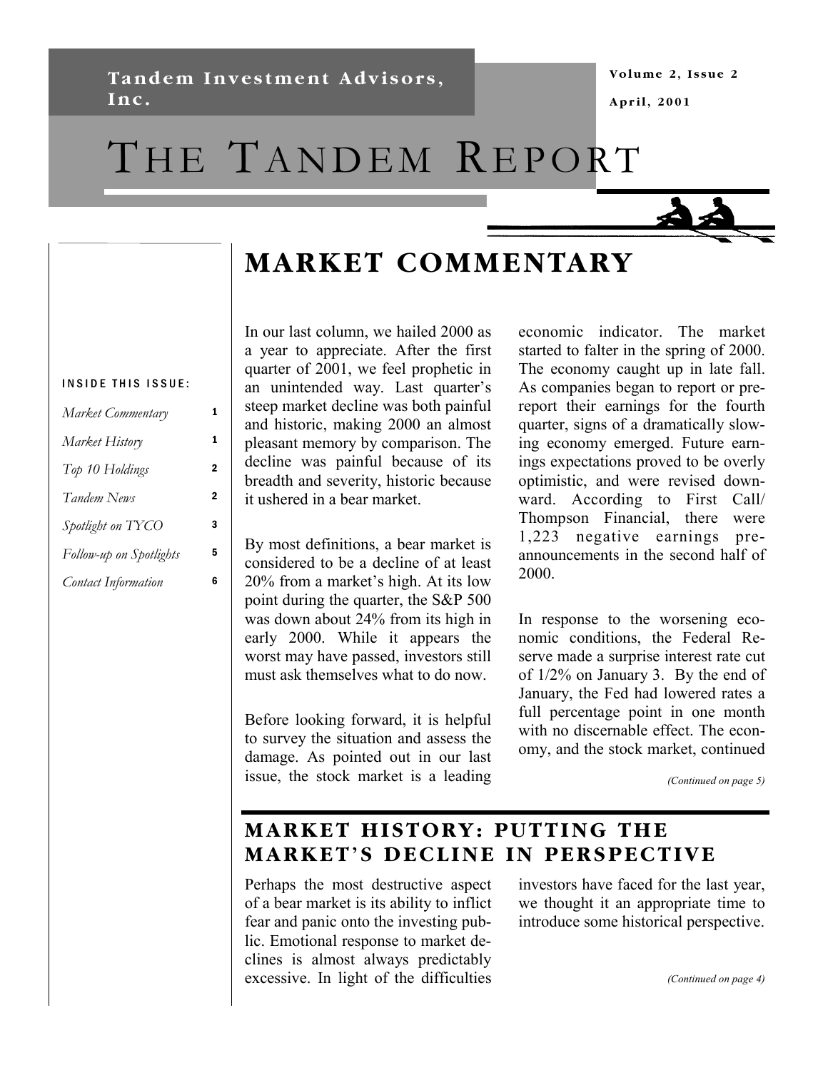Tandem Investment Advisors, Inc.

Volume 2, Issue 2

April, 2001

# THE TANDEM REPORT

**INSIDE THIS ISSUE:**

| | |
|---|---|
| *Market Commentary* | 1 |
| *Market History* | 1 |
| *Top 10 Holdings* | 2 |
| *Tandem News* | 2 |
| *Spotlight on TYCO* | 3 |
| *Follow-up on Spotlights* | 5 |
| *Contact Information* | 6 |

## MARKET COMMENTARY

In our last column, we hailed 2000 as a year to appreciate. After the first quarter of 2001, we feel prophetic in an unintended way. Last quarter's steep market decline was both painful and historic, making 2000 an almost pleasant memory by comparison. The decline was painful because of its breadth and severity, historic because it ushered in a bear market.

By most definitions, a bear market is considered to be a decline of at least 20% from a market's high. At its low point during the quarter, the S&P 500 was down about 24% from its high in early 2000. While it appears the worst may have passed, investors still must ask themselves what to do now.

Before looking forward, it is helpful to survey the situation and assess the damage. As pointed out in our last issue, the stock market is a leading economic indicator. The market started to falter in the spring of 2000. The economy caught up in late fall. As companies began to report or pre-report their earnings for the fourth quarter, signs of a dramatically slowing economy emerged. Future earnings expectations proved to be overly optimistic, and were revised downward. According to First Call/ Thompson Financial, there were 1,223 negative earnings pre-announcements in the second half of 2000.

In response to the worsening economic conditions, the Federal Reserve made a surprise interest rate cut of 1/2% on January 3. By the end of January, the Fed had lowered rates a full percentage point in one month with no discernable effect. The economy, and the stock market, continued

*(Continued on page 5)*

## MARKET HISTORY: PUTTING THE MARKET'S DECLINE IN PERSPECTIVE

Perhaps the most destructive aspect of a bear market is its ability to inflict fear and panic onto the investing public. Emotional response to market declines is almost always predictably excessive. In light of the difficulties investors have faced for the last year, we thought it an appropriate time to introduce some historical perspective.

*(Continued on page 4)*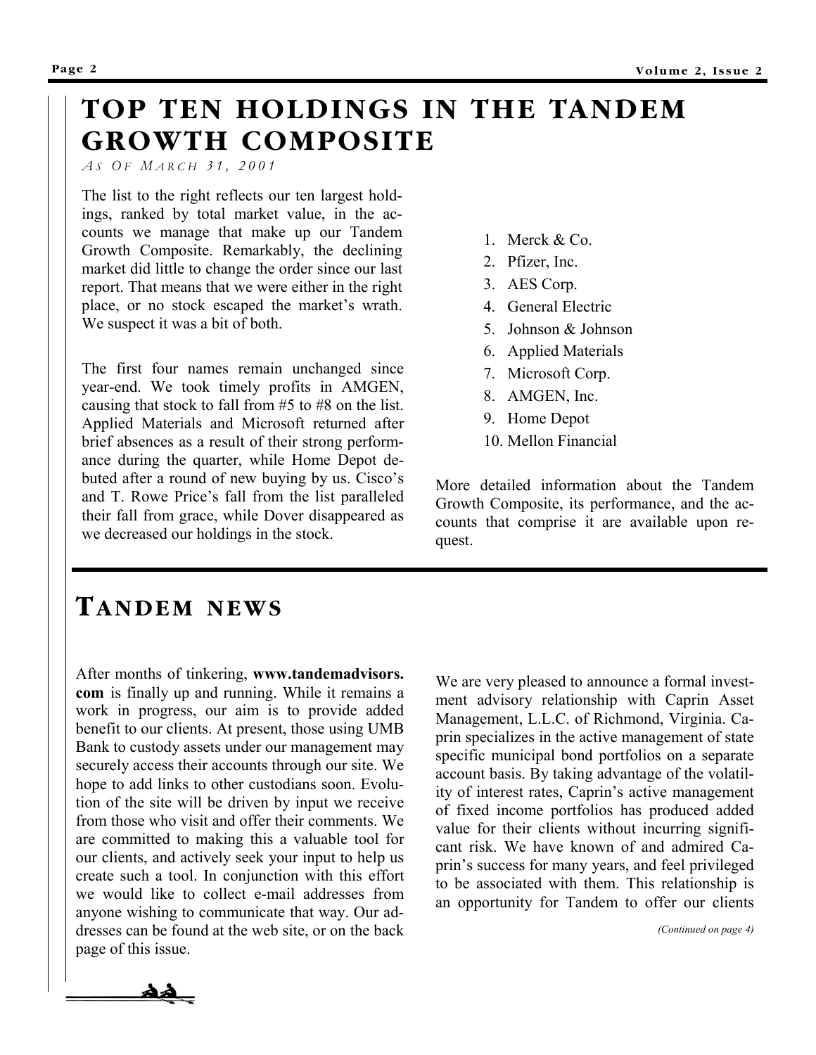# TOP TEN HOLDINGS IN THE TANDEM GROWTH COMPOSITE

*As Of March 31, 2001*

The list to the right reflects our ten largest holdings, ranked by total market value, in the accounts we manage that make up our Tandem Growth Composite. Remarkably, the declining market did little to change the order since our last report. That means that we were either in the right place, or no stock escaped the market's wrath. We suspect it was a bit of both.

The first four names remain unchanged since year-end. We took timely profits in AMGEN, causing that stock to fall from #5 to #8 on the list. Applied Materials and Microsoft returned after brief absences as a result of their strong performance during the quarter, while Home Depot debuted after a round of new buying by us. Cisco's and T. Rowe Price's fall from the list paralleled their fall from grace, while Dover disappeared as we decreased our holdings in the stock.

1. Merck & Co.
2. Pfizer, Inc.
3. AES Corp.
4. General Electric
5. Johnson & Johnson
6. Applied Materials
7. Microsoft Corp.
8. AMGEN, Inc.
9. Home Depot
10. Mellon Financial

More detailed information about the Tandem Growth Composite, its performance, and the accounts that comprise it are available upon request.

# TANDEM NEWS

After months of tinkering, **www.tandemadvisors.com** is finally up and running. While it remains a work in progress, our aim is to provide added benefit to our clients. At present, those using UMB Bank to custody assets under our management may securely access their accounts through our site. We hope to add links to other custodians soon. Evolution of the site will be driven by input we receive from those who visit and offer their comments. We are committed to making this a valuable tool for our clients, and actively seek your input to help us create such a tool. In conjunction with this effort we would like to collect e-mail addresses from anyone wishing to communicate that way. Our addresses can be found at the web site, or on the back page of this issue.

We are very pleased to announce a formal investment advisory relationship with Caprin Asset Management, L.L.C. of Richmond, Virginia. Caprin specializes in the active management of state specific municipal bond portfolios on a separate account basis. By taking advantage of the volatility of interest rates, Caprin's active management of fixed income portfolios has produced added value for their clients without incurring significant risk. We have known of and admired Caprin's success for many years, and feel privileged to be associated with them. This relationship is an opportunity for Tandem to offer our clients

*(Continued on page 4)*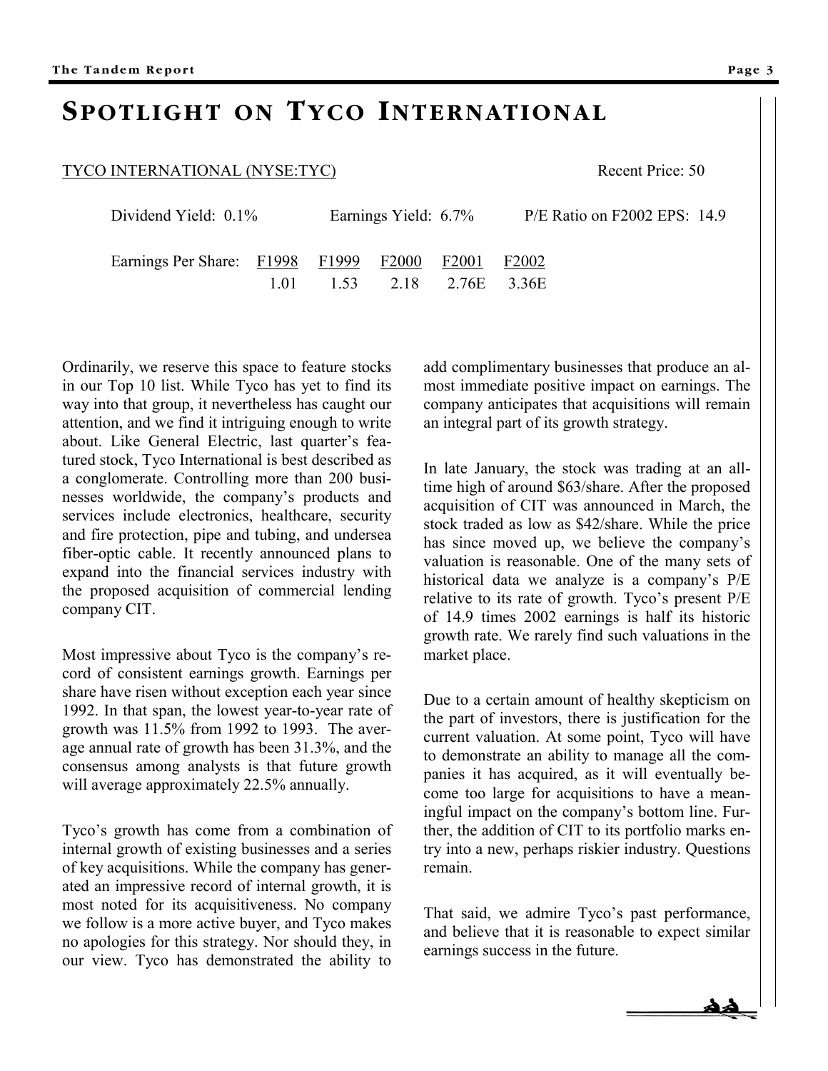# Spotlight on Tyco International

TYCO INTERNATIONAL (NYSE:TYC) Recent Price: 50

Dividend Yield: 0.1% Earnings Yield: 6.7% P/E Ratio on F2002 EPS: 14.9

| Earnings Per Share: | F1998 | F1999 | F2000 | F2001 | F2002 |
|---|---|---|---|---|---|
| | 1.01 | 1.53 | 2.18 | 2.76E | 3.36E |

Ordinarily, we reserve this space to feature stocks in our Top 10 list. While Tyco has yet to find its way into that group, it nevertheless has caught our attention, and we find it intriguing enough to write about. Like General Electric, last quarter's featured stock, Tyco International is best described as a conglomerate. Controlling more than 200 businesses worldwide, the company's products and services include electronics, healthcare, security and fire protection, pipe and tubing, and undersea fiber-optic cable. It recently announced plans to expand into the financial services industry with the proposed acquisition of commercial lending company CIT.

Most impressive about Tyco is the company's record of consistent earnings growth. Earnings per share have risen without exception each year since 1992. In that span, the lowest year-to-year rate of growth was 11.5% from 1992 to 1993. The average annual rate of growth has been 31.3%, and the consensus among analysts is that future growth will average approximately 22.5% annually.

Tyco's growth has come from a combination of internal growth of existing businesses and a series of key acquisitions. While the company has generated an impressive record of internal growth, it is most noted for its acquisitiveness. No company we follow is a more active buyer, and Tyco makes no apologies for this strategy. Nor should they, in our view. Tyco has demonstrated the ability to add complimentary businesses that produce an almost immediate positive impact on earnings. The company anticipates that acquisitions will remain an integral part of its growth strategy.

In late January, the stock was trading at an all-time high of around $63/share. After the proposed acquisition of CIT was announced in March, the stock traded as low as $42/share. While the price has since moved up, we believe the company's valuation is reasonable. One of the many sets of historical data we analyze is a company's P/E relative to its rate of growth. Tyco's present P/E of 14.9 times 2002 earnings is half its historic growth rate. We rarely find such valuations in the market place.

Due to a certain amount of healthy skepticism on the part of investors, there is justification for the current valuation. At some point, Tyco will have to demonstrate an ability to manage all the companies it has acquired, as it will eventually become too large for acquisitions to have a meaningful impact on the company's bottom line. Further, the addition of CIT to its portfolio marks entry into a new, perhaps riskier industry. Questions remain.

That said, we admire Tyco's past performance, and believe that it is reasonable to expect similar earnings success in the future.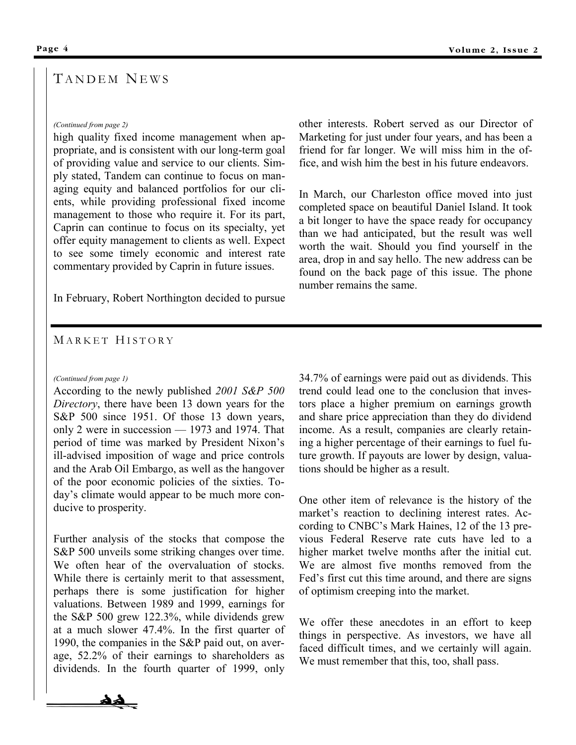## Tandem News

*(Continued from page 2)*

high quality fixed income management when appropriate, and is consistent with our long-term goal of providing value and service to our clients. Simply stated, Tandem can continue to focus on managing equity and balanced portfolios for our clients, while providing professional fixed income management to those who require it. For its part, Caprin can continue to focus on its specialty, yet offer equity management to clients as well. Expect to see some timely economic and interest rate commentary provided by Caprin in future issues.

In February, Robert Northington decided to pursue other interests. Robert served as our Director of Marketing for just under four years, and has been a friend for far longer. We will miss him in the office, and wish him the best in his future endeavors.

In March, our Charleston office moved into just completed space on beautiful Daniel Island. It took a bit longer to have the space ready for occupancy than we had anticipated, but the result was well worth the wait. Should you find yourself in the area, drop in and say hello. The new address can be found on the back page of this issue. The phone number remains the same.

## Market History

*(Continued from page 1)*

According to the newly published *2001 S&P 500 Directory*, there have been 13 down years for the S&P 500 since 1951. Of those 13 down years, only 2 were in succession — 1973 and 1974. That period of time was marked by President Nixon's ill-advised imposition of wage and price controls and the Arab Oil Embargo, as well as the hangover of the poor economic policies of the sixties. Today's climate would appear to be much more conducive to prosperity.

Further analysis of the stocks that compose the S&P 500 unveils some striking changes over time. We often hear of the overvaluation of stocks. While there is certainly merit to that assessment, perhaps there is some justification for higher valuations. Between 1989 and 1999, earnings for the S&P 500 grew 122.3%, while dividends grew at a much slower 47.4%. In the first quarter of 1990, the companies in the S&P paid out, on average, 52.2% of their earnings to shareholders as dividends. In the fourth quarter of 1999, only 34.7% of earnings were paid out as dividends. This trend could lead one to the conclusion that investors place a higher premium on earnings growth and share price appreciation than they do dividend income. As a result, companies are clearly retaining a higher percentage of their earnings to fuel future growth. If payouts are lower by design, valuations should be higher as a result.

One other item of relevance is the history of the market's reaction to declining interest rates. According to CNBC's Mark Haines, 12 of the 13 previous Federal Reserve rate cuts have led to a higher market twelve months after the initial cut. We are almost five months removed from the Fed's first cut this time around, and there are signs of optimism creeping into the market.

We offer these anecdotes in an effort to keep things in perspective. As investors, we have all faced difficult times, and we certainly will again. We must remember that this, too, shall pass.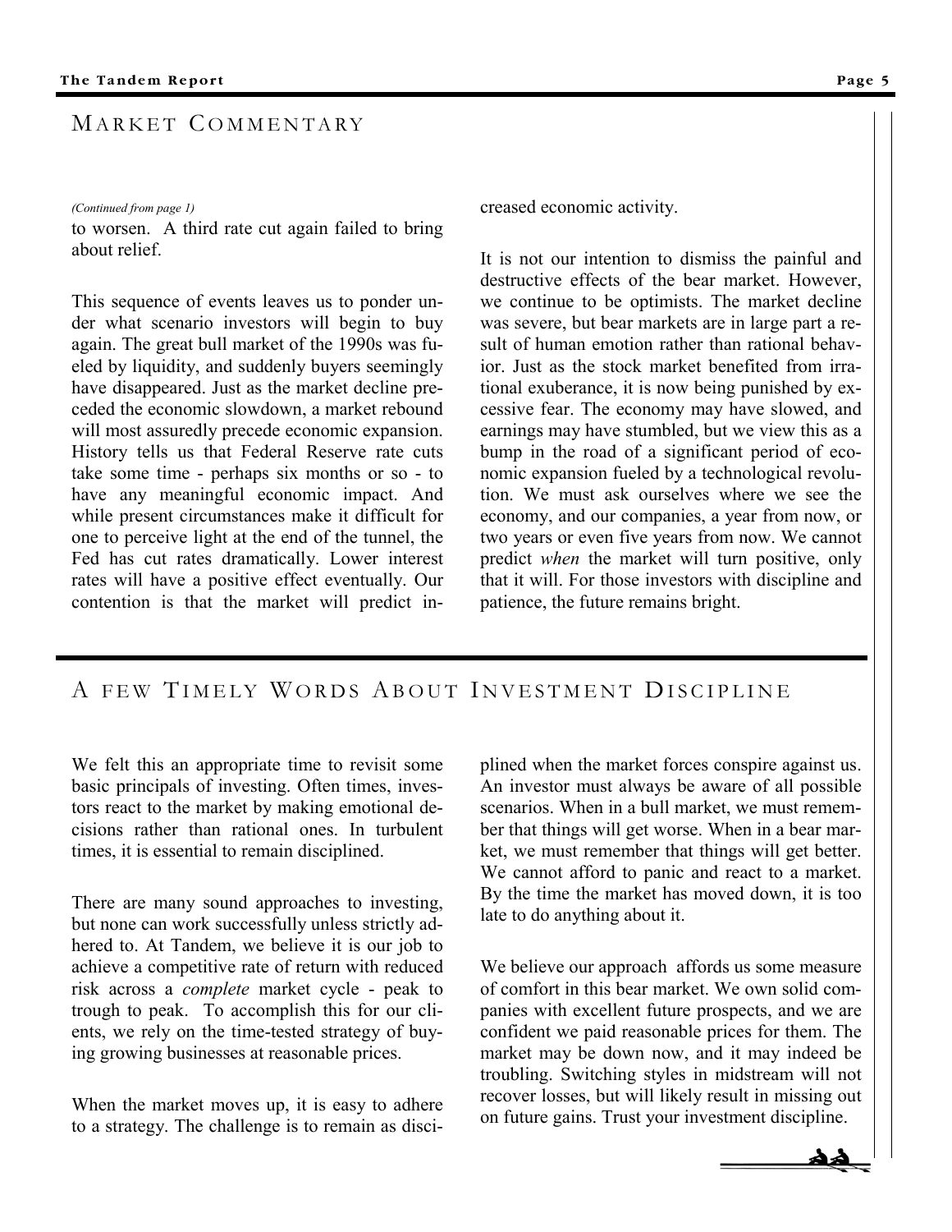## Market Commentary

*(Continued from page 1)*

to worsen. A third rate cut again failed to bring about relief.

This sequence of events leaves us to ponder under what scenario investors will begin to buy again. The great bull market of the 1990s was fueled by liquidity, and suddenly buyers seemingly have disappeared. Just as the market decline preceded the economic slowdown, a market rebound will most assuredly precede economic expansion. History tells us that Federal Reserve rate cuts take some time - perhaps six months or so - to have any meaningful economic impact. And while present circumstances make it difficult for one to perceive light at the end of the tunnel, the Fed has cut rates dramatically. Lower interest rates will have a positive effect eventually. Our contention is that the market will predict increased economic activity.

It is not our intention to dismiss the painful and destructive effects of the bear market. However, we continue to be optimists. The market decline was severe, but bear markets are in large part a result of human emotion rather than rational behavior. Just as the stock market benefited from irrational exuberance, it is now being punished by excessive fear. The economy may have slowed, and earnings may have stumbled, but we view this as a bump in the road of a significant period of economic expansion fueled by a technological revolution. We must ask ourselves where we see the economy, and our companies, a year from now, or two years or even five years from now. We cannot predict *when* the market will turn positive, only that it will. For those investors with discipline and patience, the future remains bright.

## A few Timely Words About Investment Discipline

We felt this an appropriate time to revisit some basic principals of investing. Often times, investors react to the market by making emotional decisions rather than rational ones. In turbulent times, it is essential to remain disciplined.

There are many sound approaches to investing, but none can work successfully unless strictly adhered to. At Tandem, we believe it is our job to achieve a competitive rate of return with reduced risk across a *complete* market cycle - peak to trough to peak. To accomplish this for our clients, we rely on the time-tested strategy of buying growing businesses at reasonable prices.

When the market moves up, it is easy to adhere to a strategy. The challenge is to remain as disciplined when the market forces conspire against us. An investor must always be aware of all possible scenarios. When in a bull market, we must remember that things will get worse. When in a bear market, we must remember that things will get better. We cannot afford to panic and react to a market. By the time the market has moved down, it is too late to do anything about it.

We believe our approach affords us some measure of comfort in this bear market. We own solid companies with excellent future prospects, and we are confident we paid reasonable prices for them. The market may be down now, and it may indeed be troubling. Switching styles in midstream will not recover losses, but will likely result in missing out on future gains. Trust your investment discipline.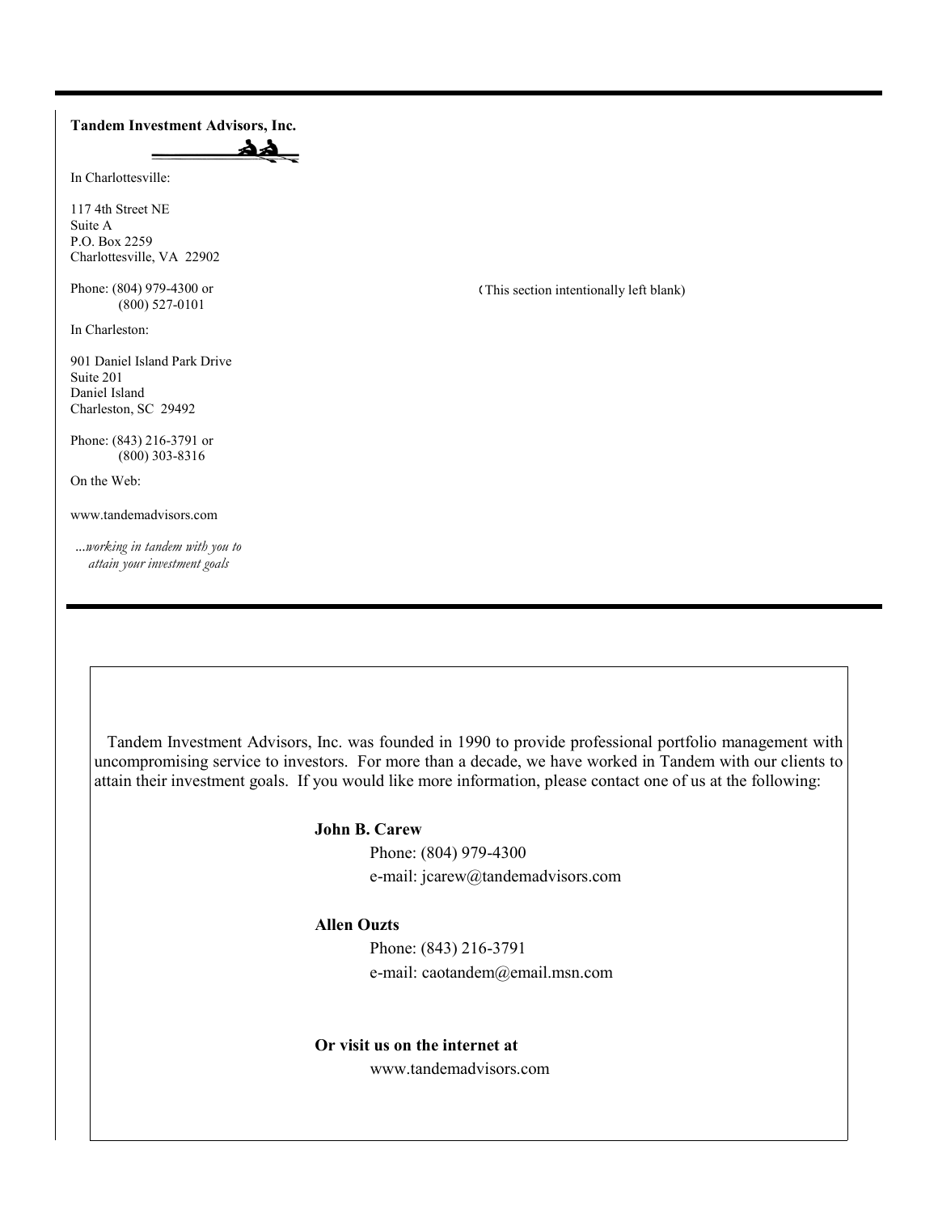**Tandem Investment Advisors, Inc.**

In Charlottesville:

117 4th Street NE
Suite A
P.O. Box 2259
Charlottesville, VA 22902

Phone: (804) 979-4300 or
(800) 527-0101

In Charleston:

901 Daniel Island Park Drive
Suite 201
Daniel Island
Charleston, SC 29492

Phone: (843) 216-3791 or
(800) 303-8316

On the Web:

www.tandemadvisors.com

*...working in tandem with you to attain your investment goals*

(This section intentionally left blank)

Tandem Investment Advisors, Inc. was founded in 1990 to provide professional portfolio management with uncompromising service to investors. For more than a decade, we have worked in Tandem with our clients to attain their investment goals. If you would like more information, please contact one of us at the following:

**John B. Carew**
Phone: (804) 979-4300
e-mail: jcarew@tandemadvisors.com

**Allen Ouzts**
Phone: (843) 216-3791
e-mail: caotandem@email.msn.com

**Or visit us on the internet at**
www.tandemadvisors.com